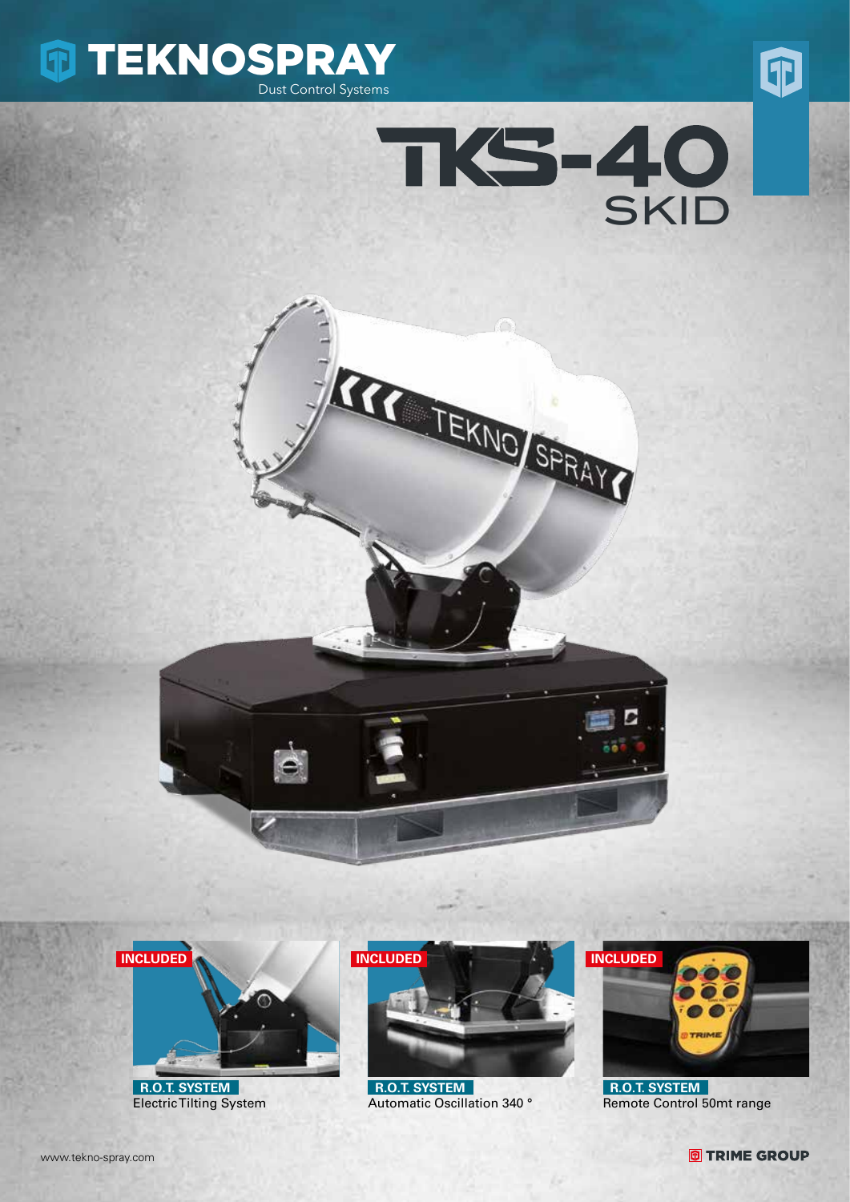# TEKNOSPRAY

Dust Control Systems

# TKS-40 SKID

**INCLUDED**

**R.O.T. SYSTEM**
Electric Tilting System

**INCLUDED**

**R.O.T. SYSTEM**
Automatic Oscillation 340 °

**INCLUDED**

**R.O.T. SYSTEM**
Remote Control 50mt range

www.tekno-spray.com

TRIME GROUP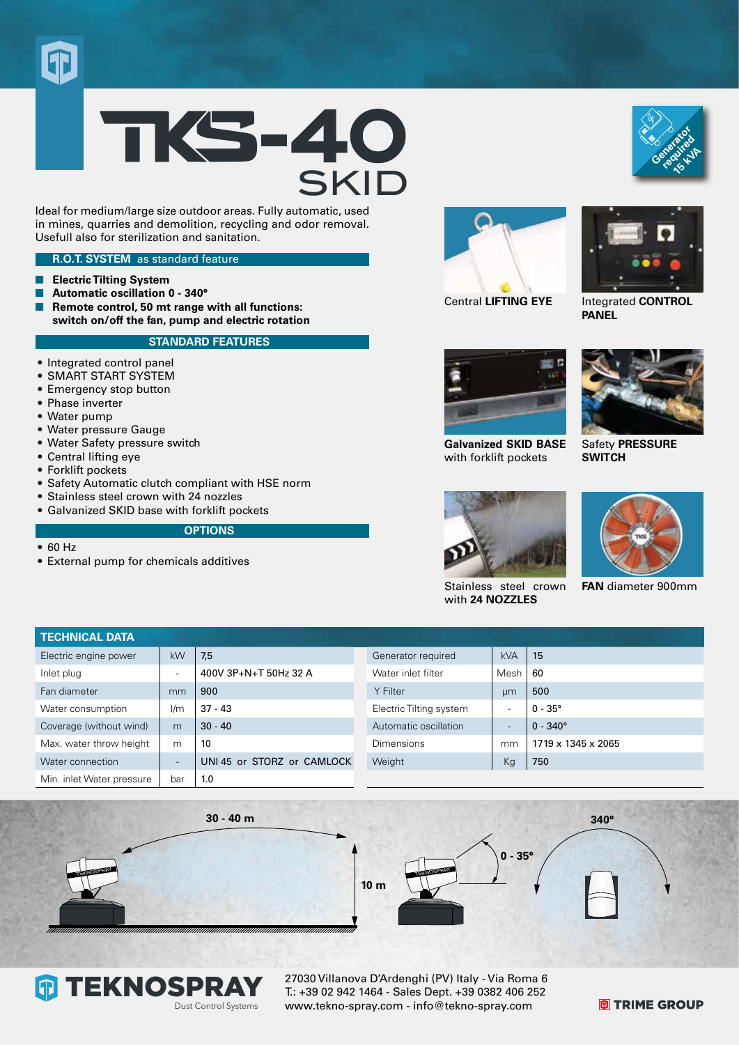# TKS-40 SKID

Generator required 15 kVA

Ideal for medium/large size outdoor areas. Fully automatic, used in mines, quarries and demolition, recycling and odor removal. Usefull also for sterilization and sanitation.

## R.O.T. SYSTEM as standard feature

- **Electric Tilting System**
- **Automatic oscillation 0 - 340°**
- **Remote control, 50 mt range with all functions: switch on/off the fan, pump and electric rotation**

## STANDARD FEATURES

- Integrated control panel
- SMART START SYSTEM
- Emergency stop button
- Phase inverter
- Water pump
- Water pressure Gauge
- Water Safety pressure switch
- Central lifting eye
- Forklift pockets
- Safety Automatic clutch compliant with HSE norm
- Stainless steel crown with 24 nozzles
- Galvanized SKID base with forklift pockets

## OPTIONS

- 60 Hz
- External pump for chemicals additives

Central **LIFTING EYE**

Integrated **CONTROL PANEL**

**Galvanized SKID BASE** with forklift pockets

Safety **PRESSURE SWITCH**

Stainless steel crown with **24 NOZZLES**

**FAN** diameter 900mm

## TECHNICAL DATA

| | | | | | |
|---|---|---|---|---|---|
| Electric engine power | kW | 7,5 | Generator required | kVA | 15 |
| Inlet plug | - | 400V 3P+N+T 50Hz 32 A | Water inlet filter | Mesh | 60 |
| Fan diameter | mm | 900 | Y Filter | µm | 500 |
| Water consumption | l/m | 37 - 43 | Electric Tilting system | - | 0 - 35° |
| Coverage (without wind) | m | 30 - 40 | Automatic oscillation | - | 0 - 340° |
| Max. water throw height | m | 10 | Dimensions | mm | 1719 x 1345 x 2065 |
| Water connection | - | UNI 45 or STORZ or CAMLOCK | Weight | Kg | 750 |
| Min. inlet Water pressure | bar | 1.0 | | | |

30 - 40 m

10 m

0 - 35°

340°

**TEKNOSPRAY** Dust Control Systems

27030 Villanova D'Ardenghi (PV) Italy - Via Roma 6
T.: +39 02 942 1464 - Sales Dept. +39 0382 406 252
www.tekno-spray.com - info@tekno-spray.com

TRIME GROUP